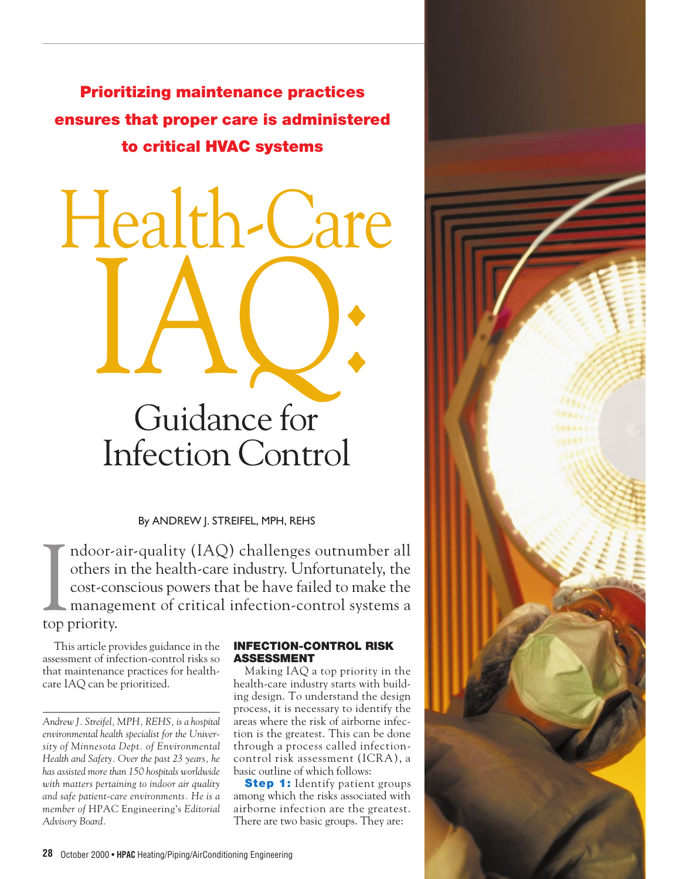**Prioritizing maintenance practices ensures that proper care is administered to critical HVAC systems**

# Health-Care IAQ: Guidance for Infection Control

By ANDREW J. STREIFEL, MPH, REHS

Indoor-air-quality (IAQ) challenges outnumber all others in the health-care industry. Unfortunately, the cost-conscious powers that be have failed to make the management of critical infection-control systems a top priority.

This article provides guidance in the assessment of infection-control risks so that maintenance practices for health-care IAQ can be prioritized.

*Andrew J. Streifel, MPH, REHS, is a hospital environmental health specialist for the University of Minnesota Dept. of Environmental Health and Safety. Over the past 23 years, he has assisted more than 150 hospitals worldwide with matters pertaining to indoor air quality and safe patient-care environments. He is a member of* HPAC Engineering's *Editorial Advisory Board.*

## INFECTION-CONTROL RISK ASSESSMENT

Making IAQ a top priority in the health-care industry starts with building design. To understand the design process, it is necessary to identify the areas where the risk of airborne infection is the greatest. This can be done through a process called infection-control risk assessment (ICRA), a basic outline of which follows:

**Step 1:** Identify patient groups among which the risks associated with airborne infection are the greatest. There are two basic groups. They are: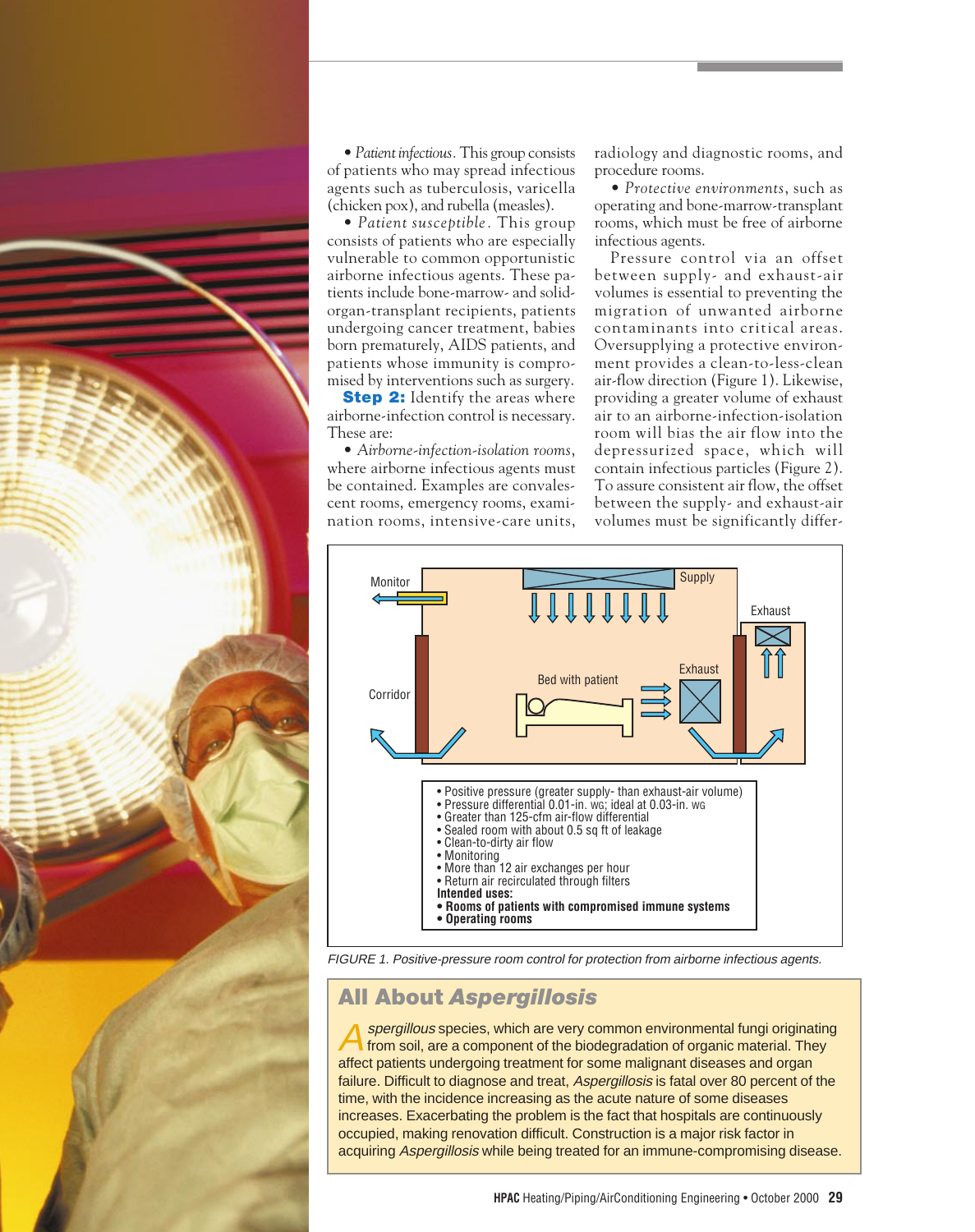• *Patient infectious.* This group consists of patients who may spread infectious agents such as tuberculosis, varicella (chicken pox), and rubella (measles).

• *Patient susceptible.* This group consists of patients who are especially vulnerable to common opportunistic airborne infectious agents. These patients include bone-marrow- and solid-organ-transplant recipients, patients undergoing cancer treatment, babies born prematurely, AIDS patients, and patients whose immunity is compromised by interventions such as surgery.

**Step 2:** Identify the areas where airborne-infection control is necessary. These are:

• *Airborne-infection-isolation rooms*, where airborne infectious agents must be contained. Examples are convalescent rooms, emergency rooms, examination rooms, intensive-care units, radiology and diagnostic rooms, and procedure rooms.

• *Protective environments*, such as operating and bone-marrow-transplant rooms, which must be free of airborne infectious agents.

Pressure control via an offset between supply- and exhaust-air volumes is essential to preventing the migration of unwanted airborne contaminants into critical areas. Oversupplying a protective environment provides a clean-to-less-clean air-flow direction (Figure 1). Likewise, providing a greater volume of exhaust air to an airborne-infection-isolation room will bias the air flow into the depressurized space, which will contain infectious particles (Figure 2). To assure consistent air flow, the offset between the supply- and exhaust-air volumes must be significantly differ-

Monitor | Supply | Exhaust | Corridor | Bed with patient | Exhaust

- Positive pressure (greater supply- than exhaust-air volume)
- Pressure differential 0.01-in. WG; ideal at 0.03-in. WG
- Greater than 125-cfm air-flow differential
- Sealed room with about 0.5 sq ft of leakage
- Clean-to-dirty air flow
- Monitoring
- More than 12 air exchanges per hour
- Return air recirculated through filters

**Intended uses:**
- **Rooms of patients with compromised immune systems**
- **Operating rooms**

FIGURE 1. Positive-pressure room control for protection from airborne infectious agents.

## All About *Aspergillosis*

*Aspergillous* species, which are very common environmental fungi originating from soil, are a component of the biodegradation of organic material. They affect patients undergoing treatment for some malignant diseases and organ failure. Difficult to diagnose and treat, *Aspergillosis* is fatal over 80 percent of the time, with the incidence increasing as the acute nature of some diseases increases. Exacerbating the problem is the fact that hospitals are continuously occupied, making renovation difficult. Construction is a major risk factor in acquiring *Aspergillosis* while being treated for an immune-compromising disease.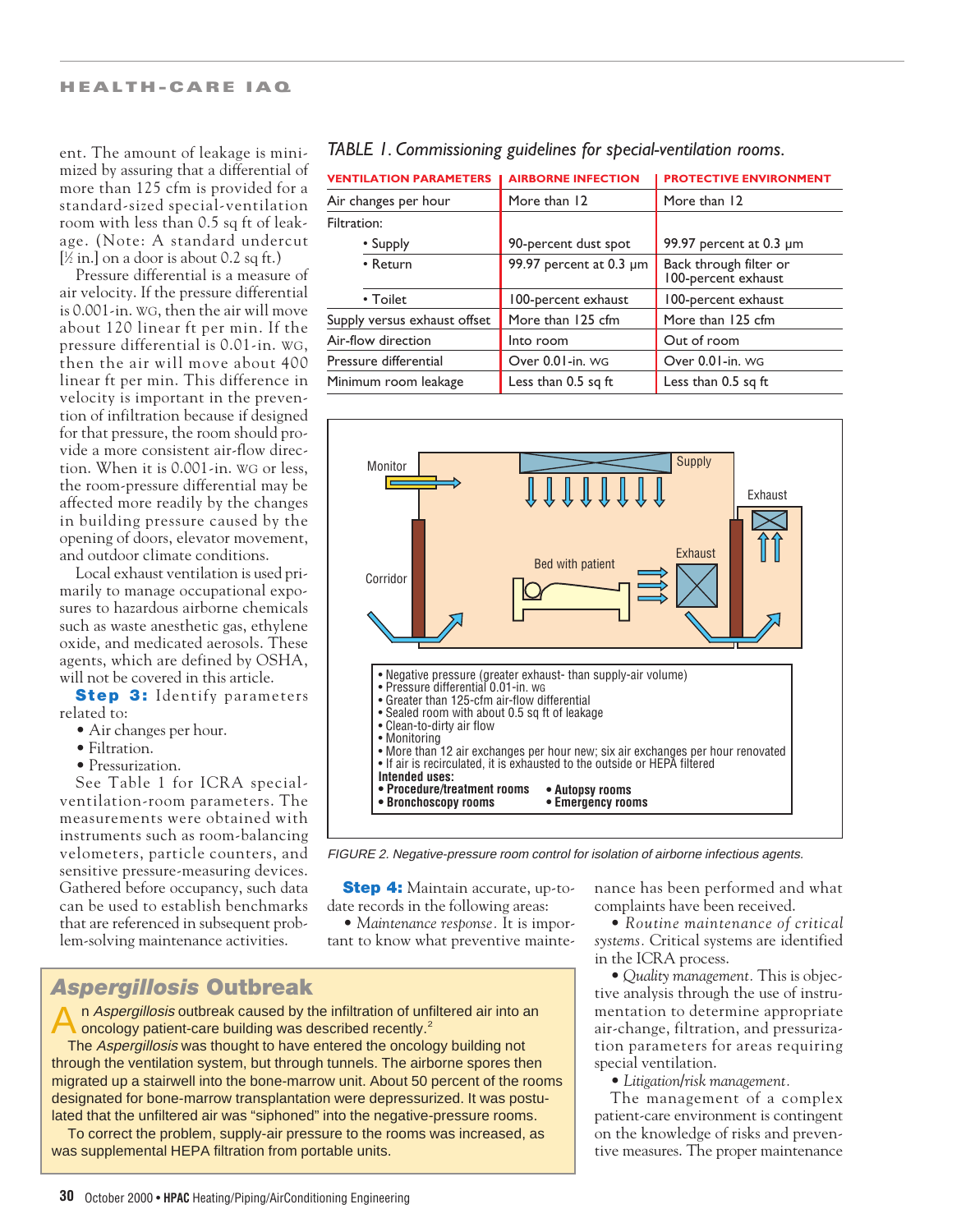ent. The amount of leakage is minimized by assuring that a differential of more than 125 cfm is provided for a standard-sized special-ventilation room with less than 0.5 sq ft of leakage. (Note: A standard undercut [½ in.] on a door is about 0.2 sq ft.)

Pressure differential is a measure of air velocity. If the pressure differential is 0.001-in. WG, then the air will move about 120 linear ft per min. If the pressure differential is 0.01-in. WG, then the air will move about 400 linear ft per min. This difference in velocity is important in the prevention of infiltration because if designed for that pressure, the room should provide a more consistent air-flow direction. When it is 0.001-in. WG or less, the room-pressure differential may be affected more readily by the changes in building pressure caused by the opening of doors, elevator movement, and outdoor climate conditions.

Local exhaust ventilation is used primarily to manage occupational exposures to hazardous airborne chemicals such as waste anesthetic gas, ethylene oxide, and medicated aerosols. These agents, which are defined by OSHA, will not be covered in this article.

**Step 3:** Identify parameters related to:

- Air changes per hour.
- Filtration.
- Pressurization.

See Table 1 for ICRA special-ventilation-room parameters. The measurements were obtained with instruments such as room-balancing velometers, particle counters, and sensitive pressure-measuring devices. Gathered before occupancy, such data can be used to establish benchmarks that are referenced in subsequent problem-solving maintenance activities.

*TABLE 1. Commissioning guidelines for special-ventilation rooms.*

| VENTILATION PARAMETERS | AIRBORNE INFECTION | PROTECTIVE ENVIRONMENT |
|---|---|---|
| Air changes per hour | More than 12 | More than 12 |
| Filtration: | | |
| • Supply | 90-percent dust spot | 99.97 percent at 0.3 µm |
| • Return | 99.97 percent at 0.3 µm | Back through filter or 100-percent exhaust |
| • Toilet | 100-percent exhaust | 100-percent exhaust |
| Supply versus exhaust offset | More than 125 cfm | More than 125 cfm |
| Air-flow direction | Into room | Out of room |
| Pressure differential | Over 0.01-in. WG | Over 0.01-in. WG |
| Minimum room leakage | Less than 0.5 sq ft | Less than 0.5 sq ft |

Monitor | Supply | Exhaust | Corridor | Bed with patient | Exhaust

- Negative pressure (greater exhaust- than supply-air volume)
- Pressure differential 0.01-in. WG
- Greater than 125-cfm air-flow differential
- Sealed room with about 0.5 sq ft of leakage
- Clean-to-dirty air flow
- Monitoring
- More than 12 air exchanges per hour new; six air exchanges per hour renovated
- If air is recirculated, it is exhausted to the outside or HEPA filtered

**Intended uses:**

- **Procedure/treatment rooms**
- **Autopsy rooms**
- **Bronchoscopy rooms**
- **Emergency rooms**

*FIGURE 2. Negative-pressure room control for isolation of airborne infectious agents.*

**Step 4:** Maintain accurate, up-to-date records in the following areas:

- *Maintenance response*. It is important to know what preventive maintenance has been performed and what complaints have been received.
- *Routine maintenance of critical systems*. Critical systems are identified in the ICRA process.
- *Quality management*. This is objective analysis through the use of instrumentation to determine appropriate air-change, filtration, and pressurization parameters for areas requiring special ventilation.
- *Litigation/risk management*.

The management of a complex patient-care environment is contingent on the knowledge of risks and preventive measures. The proper maintenance

## *Aspergillosis* Outbreak

An *Aspergillosis* outbreak caused by the infiltration of unfiltered air into an oncology patient-care building was described recently.[2]

The *Aspergillosis* was thought to have entered the oncology building not through the ventilation system, but through tunnels. The airborne spores then migrated up a stairwell into the bone-marrow unit. About 50 percent of the rooms designated for bone-marrow transplantation were depressurized. It was postulated that the unfiltered air was "siphoned" into the negative-pressure rooms.

To correct the problem, supply-air pressure to the rooms was increased, as was supplemental HEPA filtration from portable units.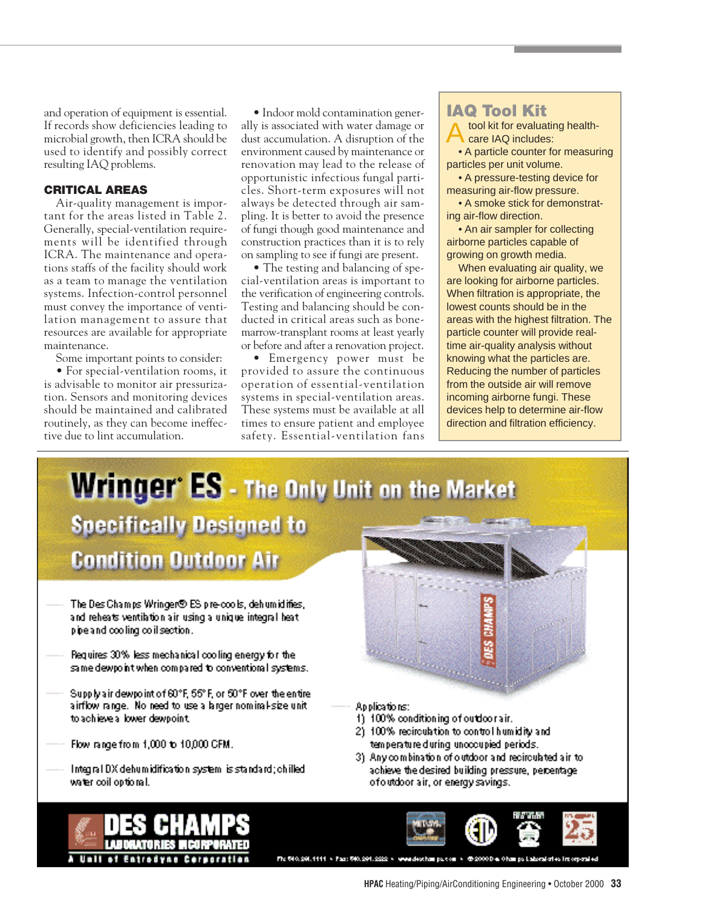and operation of equipment is essential. If records show deficiencies leading to microbial growth, then ICRA should be used to identify and possibly correct resulting IAQ problems.

### CRITICAL AREAS

Air-quality management is important for the areas listed in Table 2. Generally, special-ventilation requirements will be identified through ICRA. The maintenance and operations staffs of the facility should work as a team to manage the ventilation systems. Infection-control personnel must convey the importance of ventilation management to assure that resources are available for appropriate maintenance.

Some important points to consider:

- For special-ventilation rooms, it is advisable to monitor air pressurization. Sensors and monitoring devices should be maintained and calibrated routinely, as they can become ineffective due to lint accumulation.
- Indoor mold contamination generally is associated with water damage or dust accumulation. A disruption of the environment caused by maintenance or renovation may lead to the release of opportunistic infectious fungal particles. Short-term exposures will not always be detected through air sampling. It is better to avoid the presence of fungi though good maintenance and construction practices than it is to rely on sampling to see if fungi are present.
- The testing and balancing of special-ventilation areas is important to the verification of engineering controls. Testing and balancing should be conducted in critical areas such as bone-marrow-transplant rooms at least yearly or before and after a renovation project.
- Emergency power must be provided to assure the continuous operation of essential-ventilation systems in special-ventilation areas. These systems must be available at all times to ensure patient and employee safety. Essential-ventilation fans

## IAQ Tool Kit

A tool kit for evaluating health-care IAQ includes:

- A particle counter for measuring particles per unit volume.
- A pressure-testing device for measuring air-flow pressure.
- A smoke stick for demonstrating air-flow direction.
- An air sampler for collecting airborne particles capable of growing on growth media.

When evaluating air quality, we are looking for airborne particles. When filtration is appropriate, the lowest counts should be in the areas with the highest filtration. The particle counter will provide real-time air-quality analysis without knowing what the particles are. Reducing the number of particles from the outside air will remove incoming airborne fungi. These devices help to determine air-flow direction and filtration efficiency.

## Wringer® ES - The Only Unit on the Market Specifically Designed to Condition Outdoor Air

- The Des Champs Wringer® ES pre-cools, dehumidifies, and reheats ventilation air using a unique integral heat pipe and cooling coil section.
- Requires 30% less mechanical cooling energy for the same dewpoint when compared to conventional systems.
- Supply air dewpoint of 60°F, 55°F, or 50°F over the entire airflow range. No need to use a larger nominal-size unit to achieve a lower dewpoint.
- Flow range from 1,000 to 10,000 CFM.
- Integral DX dehumidification system is standard; chilled water coil optional.

Applications:

1) 100% conditioning of outdoor air.
2) 100% recirculation to control humidity and temperature during unoccupied periods.
3) Any combination of outdoor and recirculated air to achieve the desired building pressure, percentage of outdoor air, or energy savings.

DES CHAMPS LABORATORIES INCORPORATED
A Unit of Entrodyne Corporation

Ph: 540.291.1111 • Fax: 540.291.2222 • www.deschamps.com • ©2000 Des Champs Laboratories Incorporated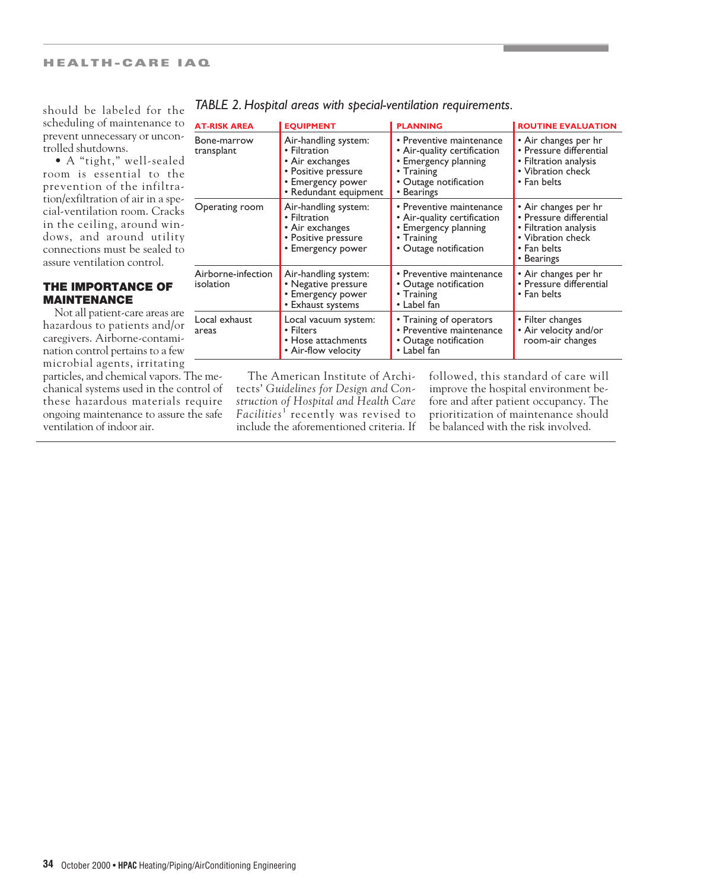should be labeled for the scheduling of maintenance to prevent unnecessary or uncontrolled shutdowns.

• A "tight," well-sealed room is essential to the prevention of the infiltration/exfiltration of air in a special-ventilation room. Cracks in the ceiling, around windows, and around utility connections must be sealed to assure ventilation control.

*TABLE 2. Hospital areas with special-ventilation requirements.*

| AT-RISK AREA | EQUIPMENT | PLANNING | ROUTINE EVALUATION |
|---|---|---|---|
| Bone-marrow transplant | Air-handling system:<br>• Filtration<br>• Air exchanges<br>• Positive pressure<br>• Emergency power<br>• Redundant equipment | • Preventive maintenance<br>• Air-quality certification<br>• Emergency planning<br>• Training<br>• Outage notification<br>• Bearings | • Air changes per hr<br>• Pressure differential<br>• Filtration analysis<br>• Vibration check<br>• Fan belts |
| Operating room | Air-handling system:<br>• Filtration<br>• Air exchanges<br>• Positive pressure<br>• Emergency power | • Preventive maintenance<br>• Air-quality certification<br>• Emergency planning<br>• Training<br>• Outage notification | • Air changes per hr<br>• Pressure differential<br>• Filtration analysis<br>• Vibration check<br>• Fan belts<br>• Bearings |
| Airborne-infection isolation | Air-handling system:<br>• Negative pressure<br>• Emergency power<br>• Exhaust systems | • Preventive maintenance<br>• Outage notification<br>• Training<br>• Label fan | • Air changes per hr<br>• Pressure differential<br>• Fan belts |
| Local exhaust areas | Local vacuum system:<br>• Filters<br>• Hose attachments<br>• Air-flow velocity | • Training of operators<br>• Preventive maintenance<br>• Outage notification<br>• Label fan | • Filter changes<br>• Air velocity and/or room-air changes |

## THE IMPORTANCE OF MAINTENANCE

Not all patient-care areas are hazardous to patients and/or caregivers. Airborne-contamination control pertains to a few microbial agents, irritating particles, and chemical vapors. The mechanical systems used in the control of these hazardous materials require ongoing maintenance to assure the safe ventilation of indoor air.

The American Institute of Architects' *Guidelines for Design and Construction of Hospital and Health Care Facilities*[1] recently was revised to include the aforementioned criteria. If followed, this standard of care will improve the hospital environment before and after patient occupancy. The prioritization of maintenance should be balanced with the risk involved.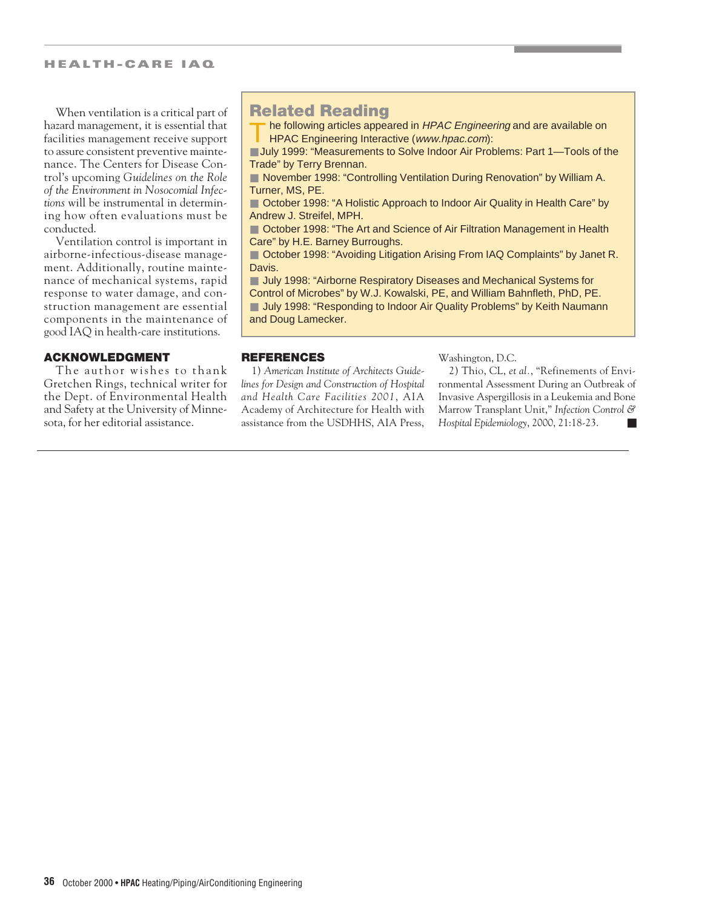When ventilation is a critical part of hazard management, it is essential that facilities management receive support to assure consistent preventive maintenance. The Centers for Disease Control's upcoming *Guidelines on the Role of the Environment in Nosocomial Infections* will be instrumental in determining how often evaluations must be conducted.

Ventilation control is important in airborne-infectious-disease management. Additionally, routine maintenance of mechanical systems, rapid response to water damage, and construction management are essential components in the maintenance of good IAQ in health-care institutions.

## ACKNOWLEDGMENT

The author wishes to thank Gretchen Rings, technical writer for the Dept. of Environmental Health and Safety at the University of Minnesota, for her editorial assistance.

## Related Reading

The following articles appeared in *HPAC Engineering* and are available on HPAC Engineering Interactive (*www.hpac.com*):

- July 1999: "Measurements to Solve Indoor Air Problems: Part 1—Tools of the Trade" by Terry Brennan.
- November 1998: "Controlling Ventilation During Renovation" by William A. Turner, MS, PE.
- October 1998: "A Holistic Approach to Indoor Air Quality in Health Care" by Andrew J. Streifel, MPH.
- October 1998: "The Art and Science of Air Filtration Management in Health Care" by H.E. Barney Burroughs.
- October 1998: "Avoiding Litigation Arising From IAQ Complaints" by Janet R. Davis.
- July 1998: "Airborne Respiratory Diseases and Mechanical Systems for Control of Microbes" by W.J. Kowalski, PE, and William Bahnfleth, PhD, PE.
- July 1998: "Responding to Indoor Air Quality Problems" by Keith Naumann and Doug Lamecker.

## REFERENCES

1) *American Institute of Architects Guidelines for Design and Construction of Hospital and Health Care Facilities 2001*, AIA Academy of Architecture for Health with assistance from the USDHHS, AIA Press, Washington, D.C.

2) Thio, CL, *et al.*, "Refinements of Environmental Assessment During an Outbreak of Invasive Aspergillosis in a Leukemia and Bone Marrow Transplant Unit," *Infection Control & Hospital Epidemiology*, 2000, 21:18-23.